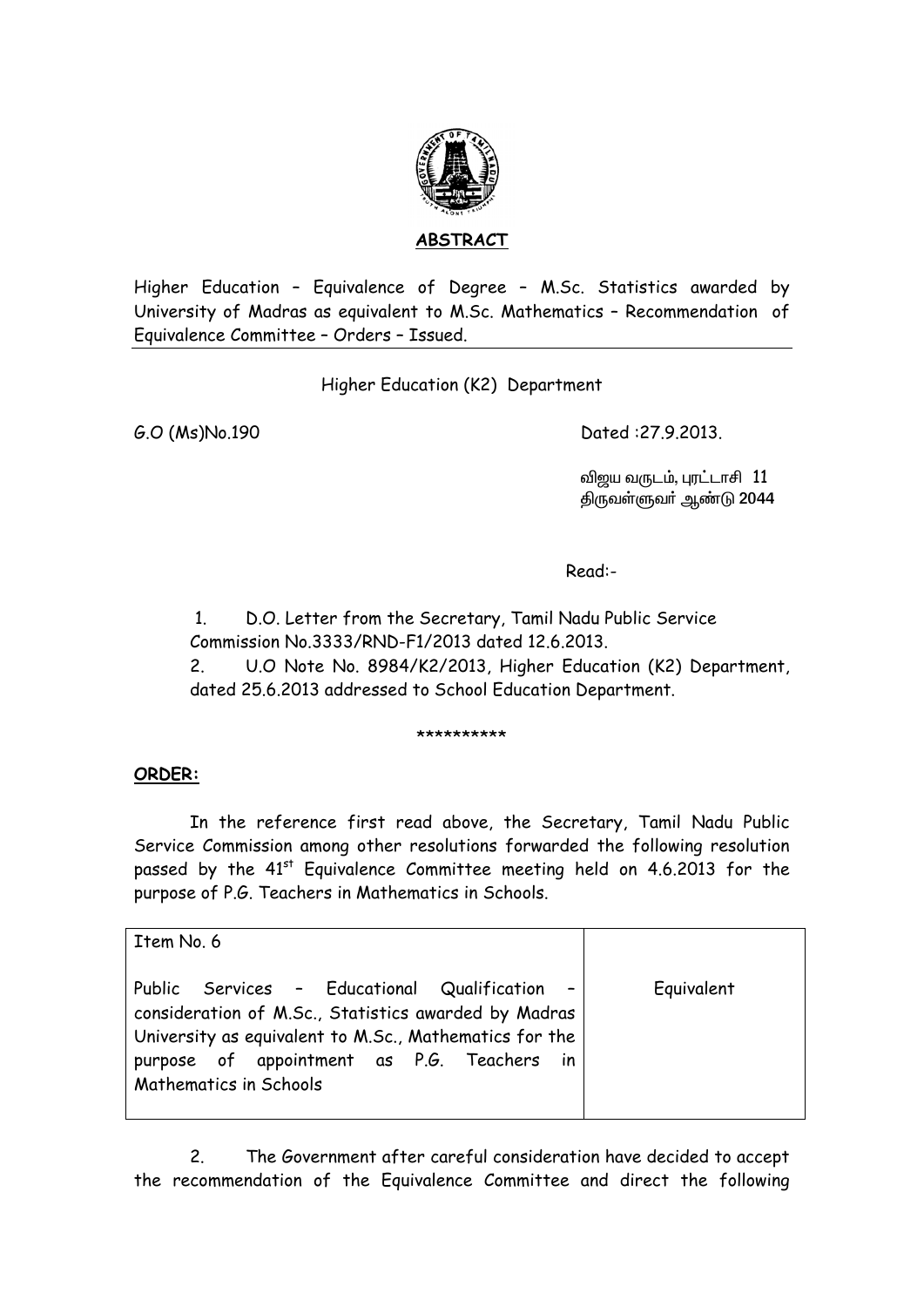## ABSTRACT

Higher Education – Equivalence of Degree – M.Sc. Statistics awarded by University of Madras as equivalent to M.Sc. Mathematics – Recommendation of Equivalence Committee – Orders – Issued.

---

Higher Education (K2) Department

G.O (Ms)No.190 Dated :27.9.2013.

விஜய வருடம், புரட்டாசி 11
திருவள்ளுவர் ஆண்டு 2044

Read:-

1. D.O. Letter from the Secretary, Tamil Nadu Public Service Commission No.3333/RND-F1/2013 dated 12.6.2013.
2. U.O Note No. 8984/K2/2013, Higher Education (K2) Department, dated 25.6.2013 addressed to School Education Department.

**********

**ORDER:**

In the reference first read above, the Secretary, Tamil Nadu Public Service Commission among other resolutions forwarded the following resolution passed by the 41st Equivalence Committee meeting held on 4.6.2013 for the purpose of P.G. Teachers in Mathematics in Schools.

| Item No. 6<br><br>Public Services – Educational Qualification – consideration of M.Sc., Statistics awarded by Madras University as equivalent to M.Sc., Mathematics for the purpose of appointment as P.G. Teachers in Mathematics in Schools | Equivalent |
|---|---|

2. The Government after careful consideration have decided to accept the recommendation of the Equivalence Committee and direct the following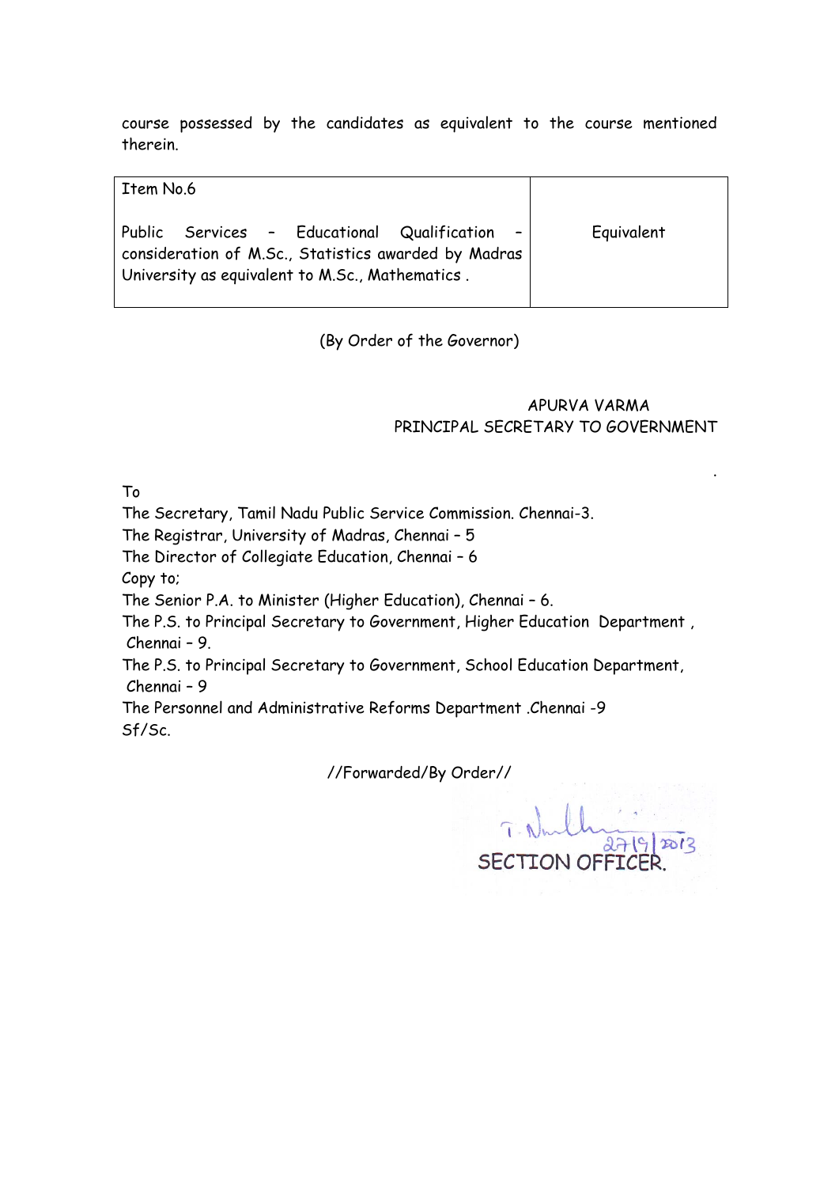course possessed by the candidates as equivalent to the course mentioned therein.

| | |
|---|---|
| Item No.6<br><br>Public Services – Educational Qualification – consideration of M.Sc., Statistics awarded by Madras University as equivalent to M.Sc., Mathematics . | Equivalent |

(By Order of the Governor)

APURVA VARMA
PRINCIPAL SECRETARY TO GOVERNMENT

To
The Secretary, Tamil Nadu Public Service Commission. Chennai-3.
The Registrar, University of Madras, Chennai – 5
The Director of Collegiate Education, Chennai – 6
Copy to;
The Senior P.A. to Minister (Higher Education), Chennai – 6.
The P.S. to Principal Secretary to Government, Higher Education Department , Chennai – 9.
The P.S. to Principal Secretary to Government, School Education Department, Chennai – 9
The Personnel and Administrative Reforms Department .Chennai -9
Sf/Sc.

//Forwarded/By Order//

27/9/2013
SECTION OFFICER.